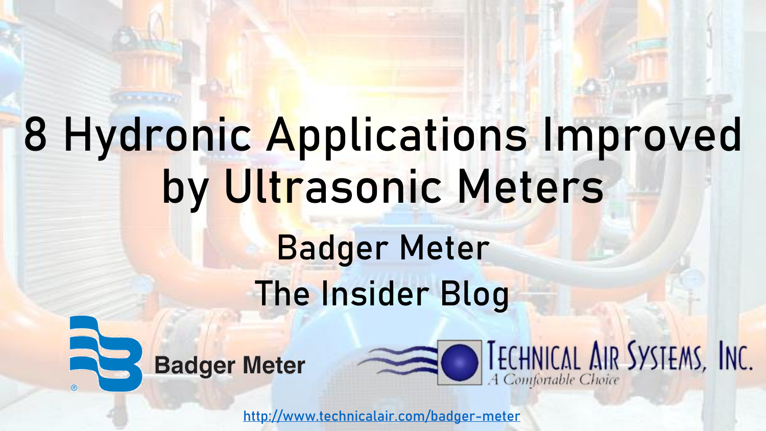# 8 Hydronic Applications Improved by Ultrasonic Meters

## Badger Meter

## The Insider Blog

Badger Meter

Technical Air Systems, Inc.

*A Comfortable Choice*

http://www.technicalair.com/badger-meter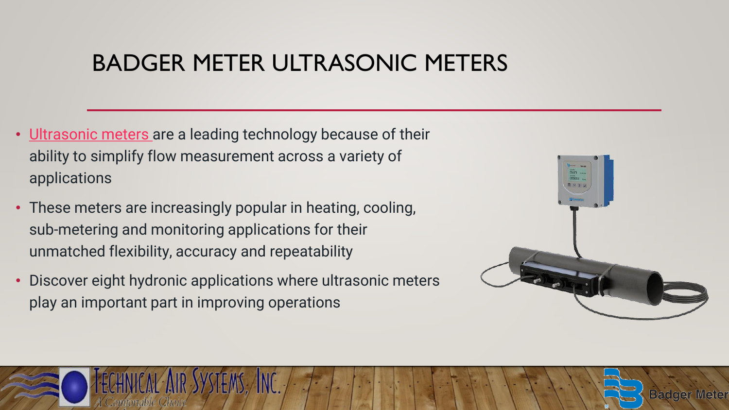# BADGER METER ULTRASONIC METERS

- Ultrasonic meters are a leading technology because of their ability to simplify flow measurement across a variety of applications
- These meters are increasingly popular in heating, cooling, sub-metering and monitoring applications for their unmatched flexibility, accuracy and repeatability
- Discover eight hydronic applications where ultrasonic meters play an important part in improving operations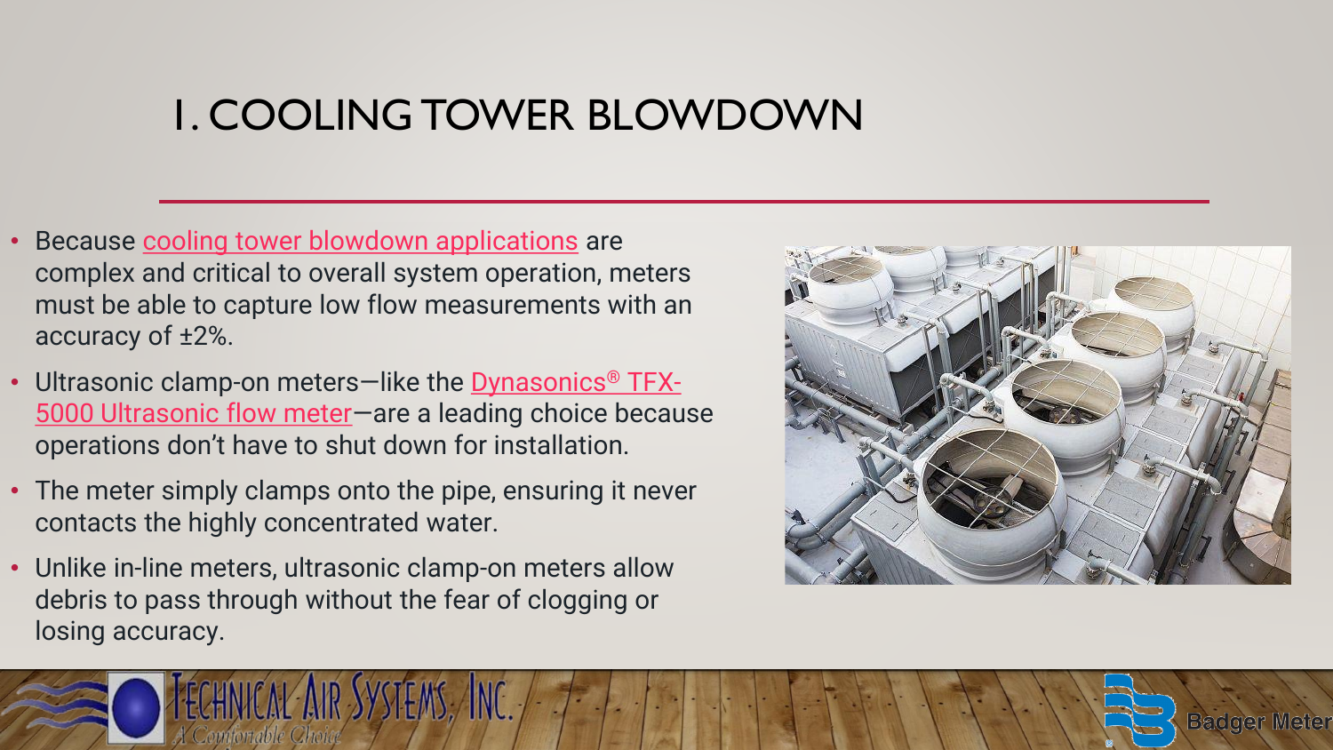# I. COOLING TOWER BLOWDOWN

- Because cooling tower blowdown applications are complex and critical to overall system operation, meters must be able to capture low flow measurements with an accuracy of ±2%.
- Ultrasonic clamp-on meters—like the Dynasonics® TFX-5000 Ultrasonic flow meter—are a leading choice because operations don't have to shut down for installation.
- The meter simply clamps onto the pipe, ensuring it never contacts the highly concentrated water.
- Unlike in-line meters, ultrasonic clamp-on meters allow debris to pass through without the fear of clogging or losing accuracy.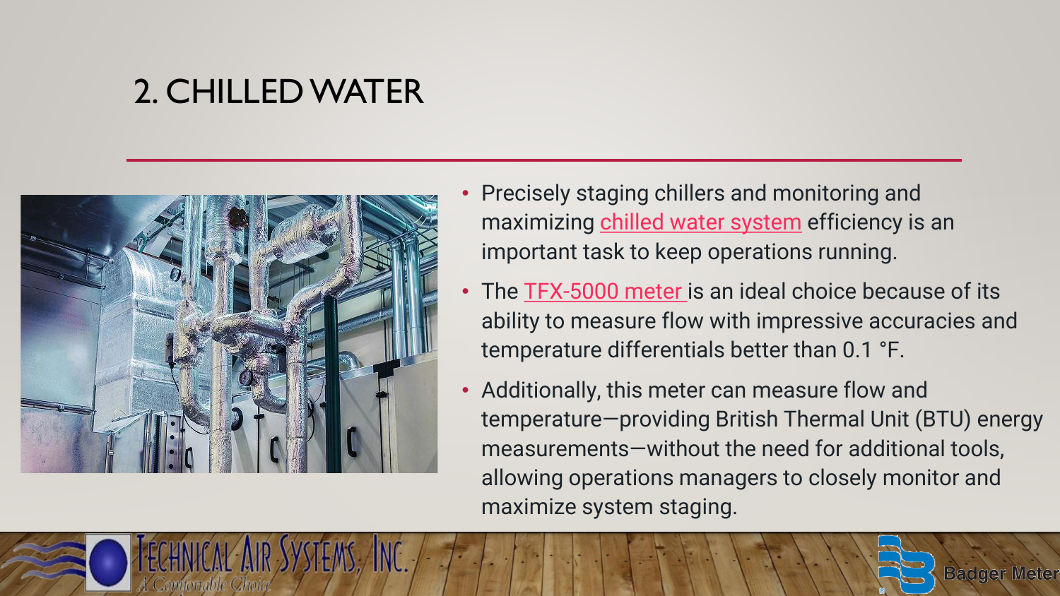# 2. CHILLED WATER

- Precisely staging chillers and monitoring and maximizing chilled water system efficiency is an important task to keep operations running.
- The TFX-5000 meter is an ideal choice because of its ability to measure flow with impressive accuracies and temperature differentials better than 0.1 °F.
- Additionally, this meter can measure flow and temperature—providing British Thermal Unit (BTU) energy measurements—without the need for additional tools, allowing operations managers to closely monitor and maximize system staging.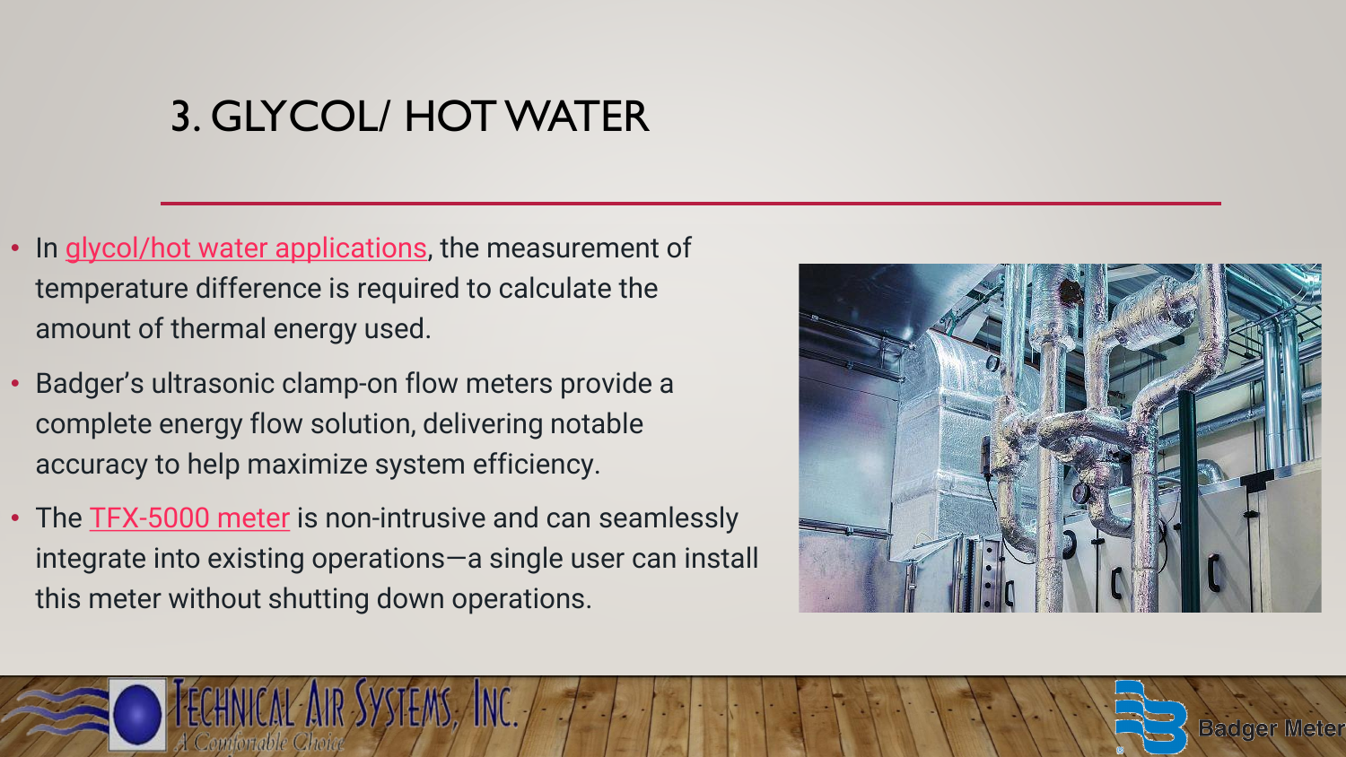# 3. GLYCOL/ HOT WATER

- In glycol/hot water applications, the measurement of temperature difference is required to calculate the amount of thermal energy used.
- Badger's ultrasonic clamp-on flow meters provide a complete energy flow solution, delivering notable accuracy to help maximize system efficiency.
- The TFX-5000 meter is non-intrusive and can seamlessly integrate into existing operations—a single user can install this meter without shutting down operations.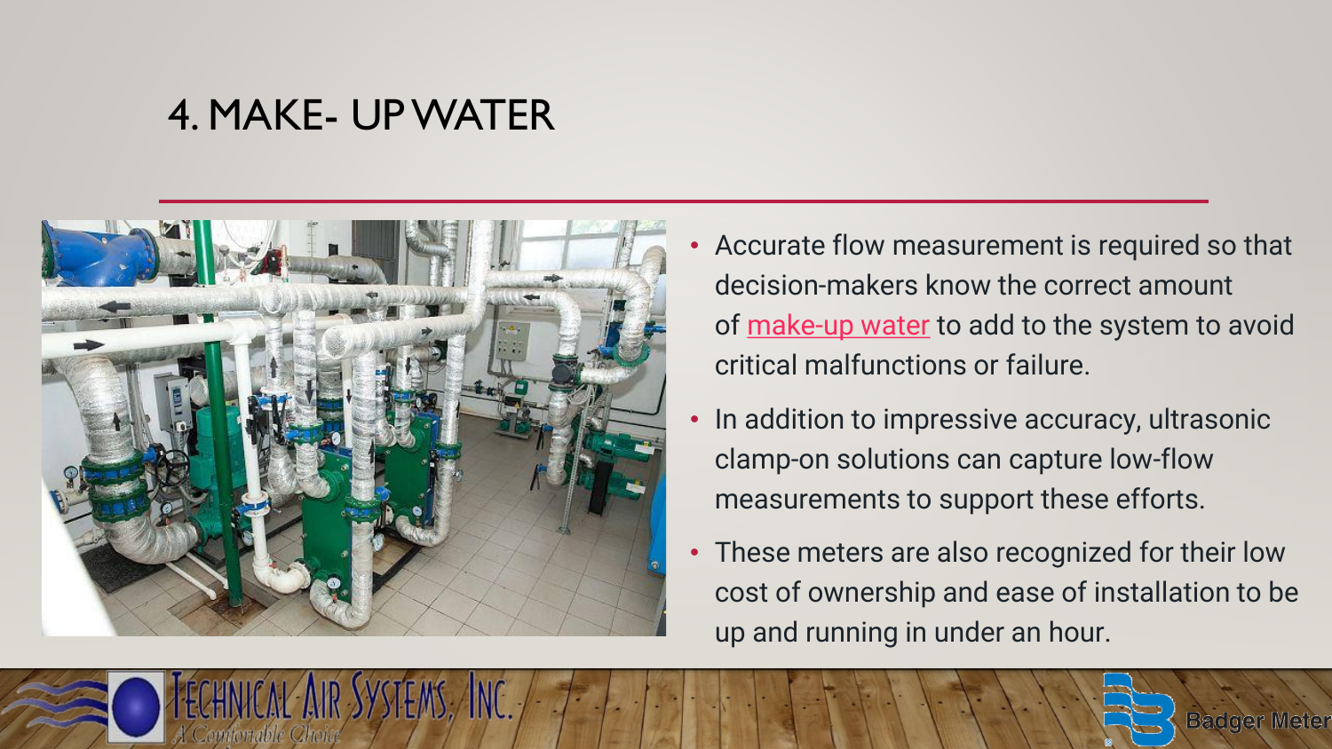# 4. MAKE- UP WATER

- Accurate flow measurement is required so that decision-makers know the correct amount of make-up water to add to the system to avoid critical malfunctions or failure.
- In addition to impressive accuracy, ultrasonic clamp-on solutions can capture low-flow measurements to support these efforts.
- These meters are also recognized for their low cost of ownership and ease of installation to be up and running in under an hour.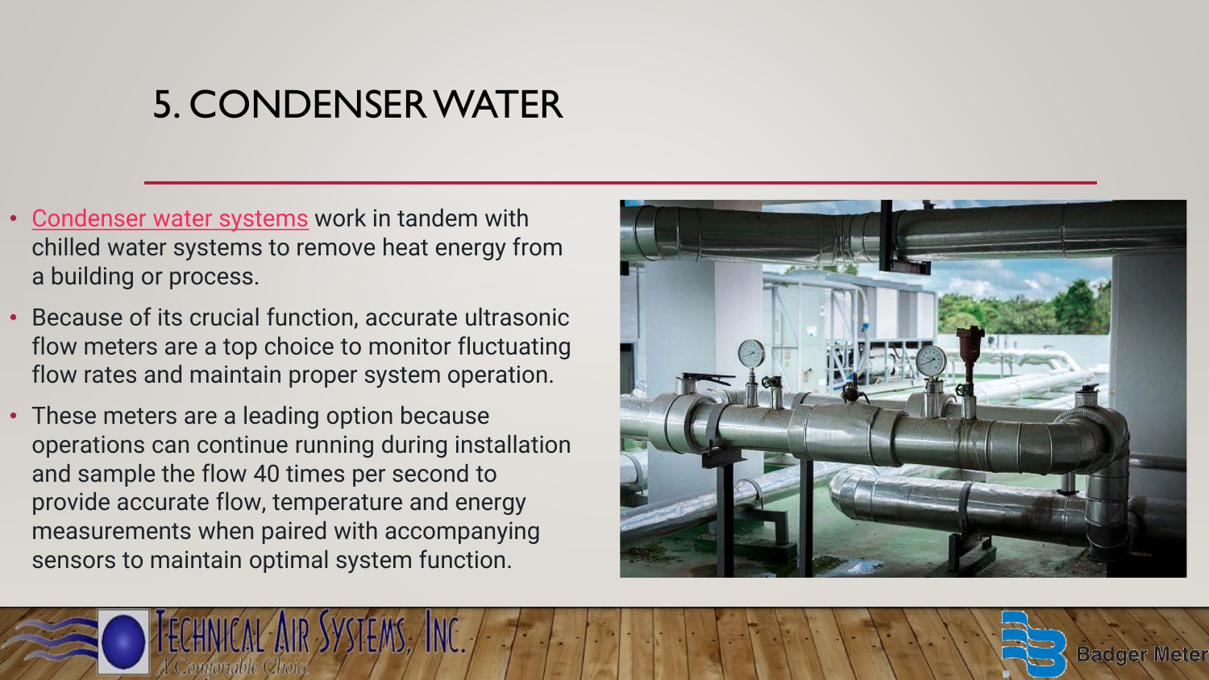# 5. CONDENSER WATER

- Condenser water systems work in tandem with chilled water systems to remove heat energy from a building or process.
- Because of its crucial function, accurate ultrasonic flow meters are a top choice to monitor fluctuating flow rates and maintain proper system operation.
- These meters are a leading option because operations can continue running during installation and sample the flow 40 times per second to provide accurate flow, temperature and energy measurements when paired with accompanying sensors to maintain optimal system function.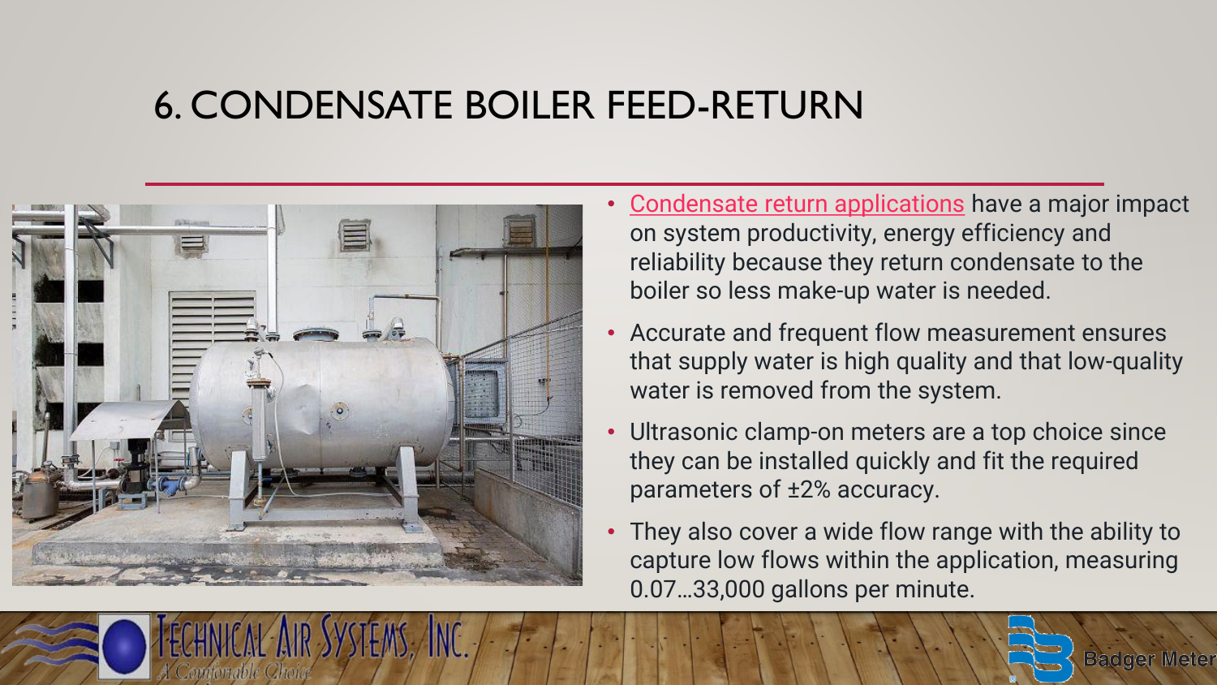# 6. CONDENSATE BOILER FEED-RETURN

- Condensate return applications have a major impact on system productivity, energy efficiency and reliability because they return condensate to the boiler so less make-up water is needed.
- Accurate and frequent flow measurement ensures that supply water is high quality and that low-quality water is removed from the system.
- Ultrasonic clamp-on meters are a top choice since they can be installed quickly and fit the required parameters of ±2% accuracy.
- They also cover a wide flow range with the ability to capture low flows within the application, measuring 0.07…33,000 gallons per minute.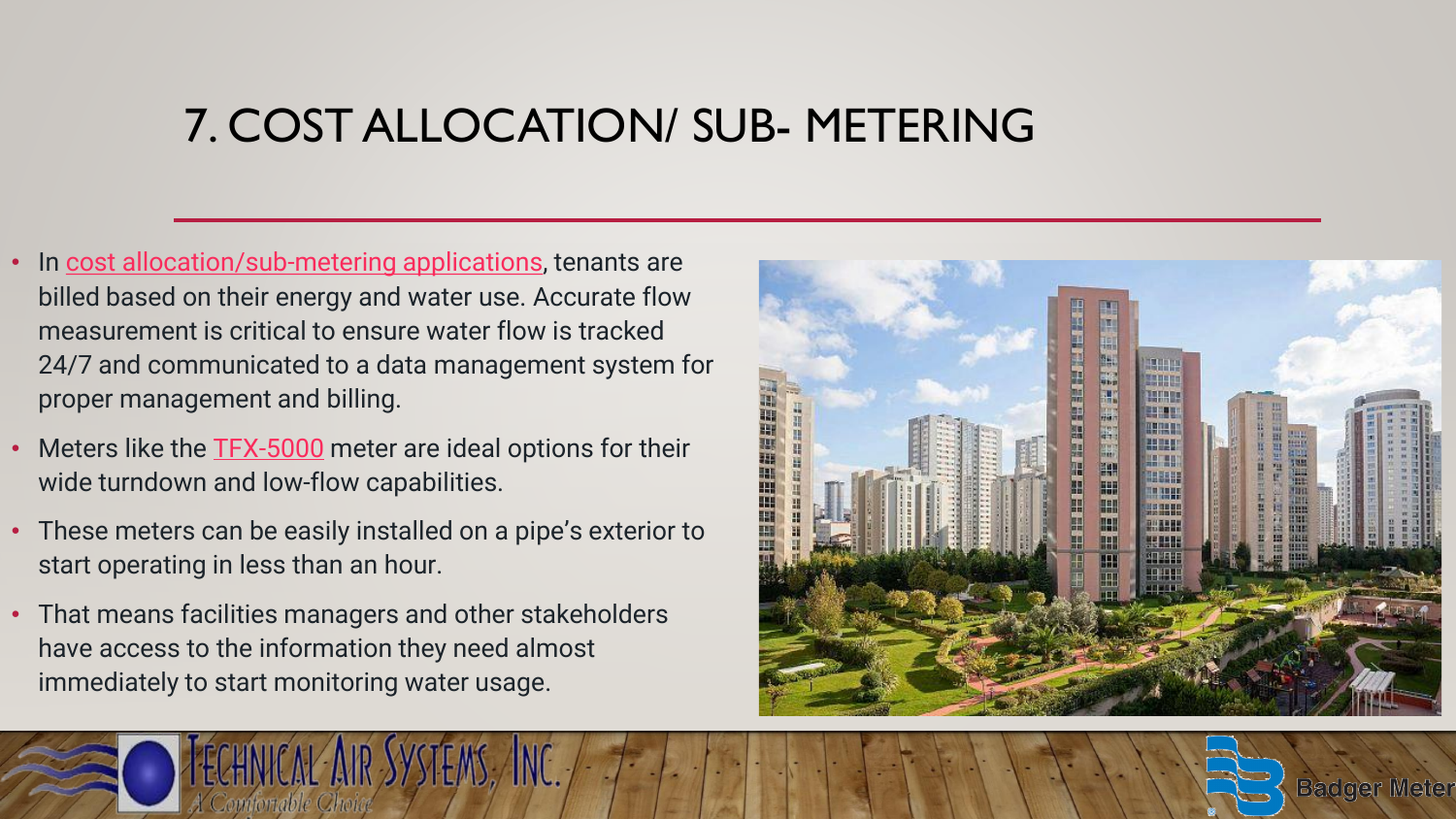# 7. COST ALLOCATION/ SUB- METERING

- In cost allocation/sub-metering applications, tenants are billed based on their energy and water use. Accurate flow measurement is critical to ensure water flow is tracked 24/7 and communicated to a data management system for proper management and billing.
- Meters like the TFX-5000 meter are ideal options for their wide turndown and low-flow capabilities.
- These meters can be easily installed on a pipe's exterior to start operating in less than an hour.
- That means facilities managers and other stakeholders have access to the information they need almost immediately to start monitoring water usage.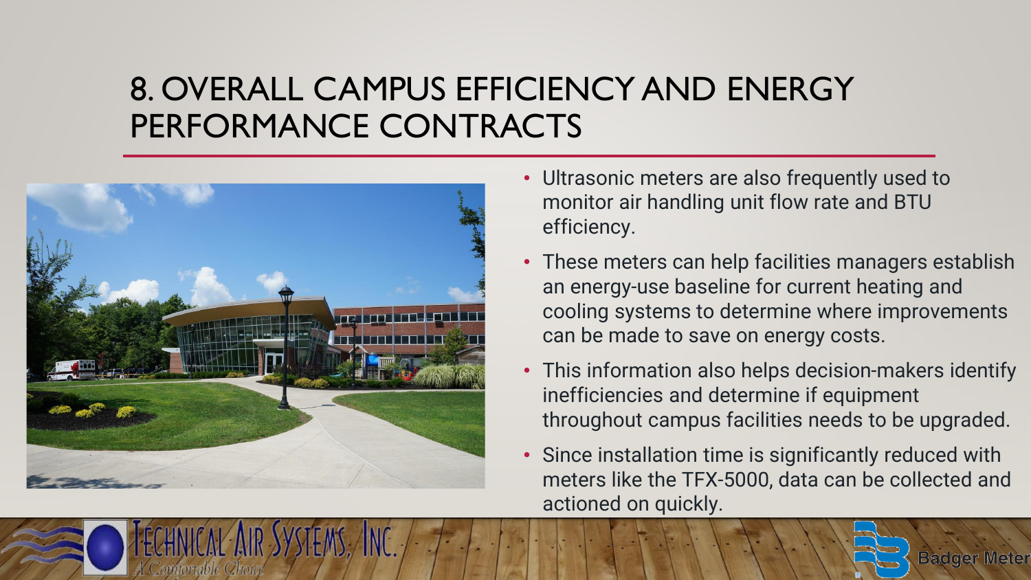# 8. OVERALL CAMPUS EFFICIENCY AND ENERGY PERFORMANCE CONTRACTS

- Ultrasonic meters are also frequently used to monitor air handling unit flow rate and BTU efficiency.
- These meters can help facilities managers establish an energy-use baseline for current heating and cooling systems to determine where improvements can be made to save on energy costs.
- This information also helps decision-makers identify inefficiencies and determine if equipment throughout campus facilities needs to be upgraded.
- Since installation time is significantly reduced with meters like the TFX-5000, data can be collected and actioned on quickly.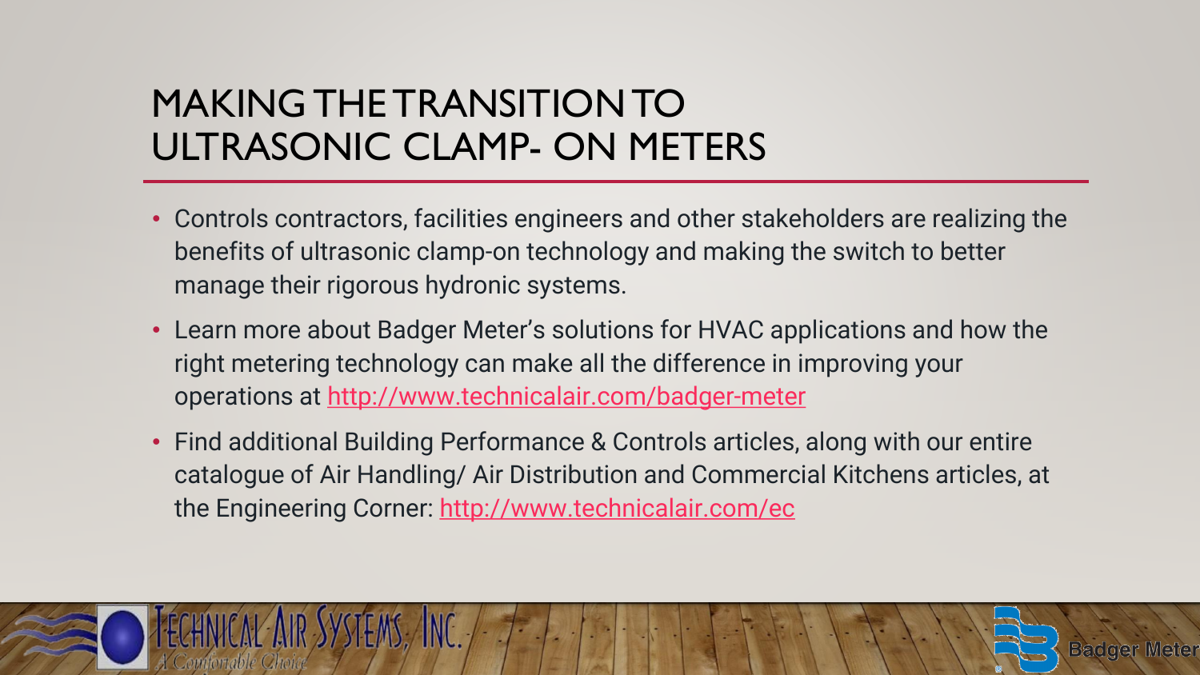# MAKING THE TRANSITION TO ULTRASONIC CLAMP- ON METERS

- Controls contractors, facilities engineers and other stakeholders are realizing the benefits of ultrasonic clamp-on technology and making the switch to better manage their rigorous hydronic systems.
- Learn more about Badger Meter's solutions for HVAC applications and how the right metering technology can make all the difference in improving your operations at http://www.technicalair.com/badger-meter
- Find additional Building Performance & Controls articles, along with our entire catalogue of Air Handling/ Air Distribution and Commercial Kitchens articles, at the Engineering Corner: http://www.technicalair.com/ec

Technical Air Systems, Inc. *A Comfortable Choice*

Badger Meter